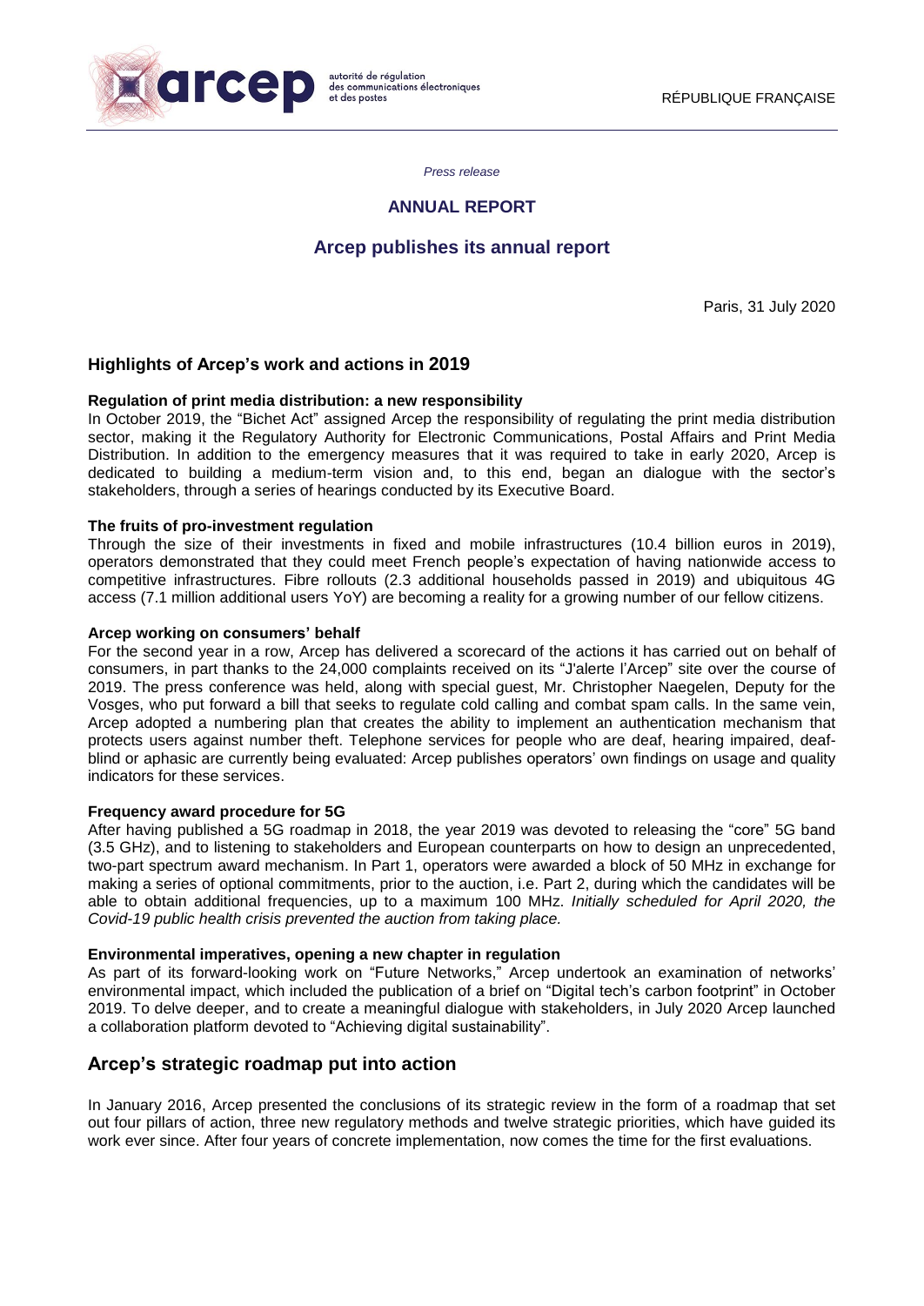autorité de régulation des communications électroniques et des postes

RÉPUBLIQUE FRANÇAISE

*Press release*

**ANNUAL REPORT**

# Arcep publishes its annual report

Paris, 31 July 2020

## Highlights of Arcep's work and actions in 2019

**Regulation of print media distribution: a new responsibility**

In October 2019, the "Bichet Act" assigned Arcep the responsibility of regulating the print media distribution sector, making it the Regulatory Authority for Electronic Communications, Postal Affairs and Print Media Distribution. In addition to the emergency measures that it was required to take in early 2020, Arcep is dedicated to building a medium-term vision and, to this end, began an dialogue with the sector's stakeholders, through a series of hearings conducted by its Executive Board.

**The fruits of pro-investment regulation**

Through the size of their investments in fixed and mobile infrastructures (10.4 billion euros in 2019), operators demonstrated that they could meet French people's expectation of having nationwide access to competitive infrastructures. Fibre rollouts (2.3 additional households passed in 2019) and ubiquitous 4G access (7.1 million additional users YoY) are becoming a reality for a growing number of our fellow citizens.

**Arcep working on consumers' behalf**

For the second year in a row, Arcep has delivered a scorecard of the actions it has carried out on behalf of consumers, in part thanks to the 24,000 complaints received on its "J'alerte l'Arcep" site over the course of 2019. The press conference was held, along with special guest, Mr. Christopher Naegelen, Deputy for the Vosges, who put forward a bill that seeks to regulate cold calling and combat spam calls. In the same vein, Arcep adopted a numbering plan that creates the ability to implement an authentication mechanism that protects users against number theft. Telephone services for people who are deaf, hearing impaired, deaf-blind or aphasic are currently being evaluated: Arcep publishes operators' own findings on usage and quality indicators for these services.

**Frequency award procedure for 5G**

After having published a 5G roadmap in 2018, the year 2019 was devoted to releasing the "core" 5G band (3.5 GHz), and to listening to stakeholders and European counterparts on how to design an unprecedented, two-part spectrum award mechanism. In Part 1, operators were awarded a block of 50 MHz in exchange for making a series of optional commitments, prior to the auction, i.e. Part 2, during which the candidates will be able to obtain additional frequencies, up to a maximum 100 MHz. *Initially scheduled for April 2020, the Covid-19 public health crisis prevented the auction from taking place.*

**Environmental imperatives, opening a new chapter in regulation**

As part of its forward-looking work on "Future Networks," Arcep undertook an examination of networks' environmental impact, which included the publication of a brief on "Digital tech's carbon footprint" in October 2019. To delve deeper, and to create a meaningful dialogue with stakeholders, in July 2020 Arcep launched a collaboration platform devoted to "Achieving digital sustainability".

## Arcep's strategic roadmap put into action

In January 2016, Arcep presented the conclusions of its strategic review in the form of a roadmap that set out four pillars of action, three new regulatory methods and twelve strategic priorities, which have guided its work ever since. After four years of concrete implementation, now comes the time for the first evaluations.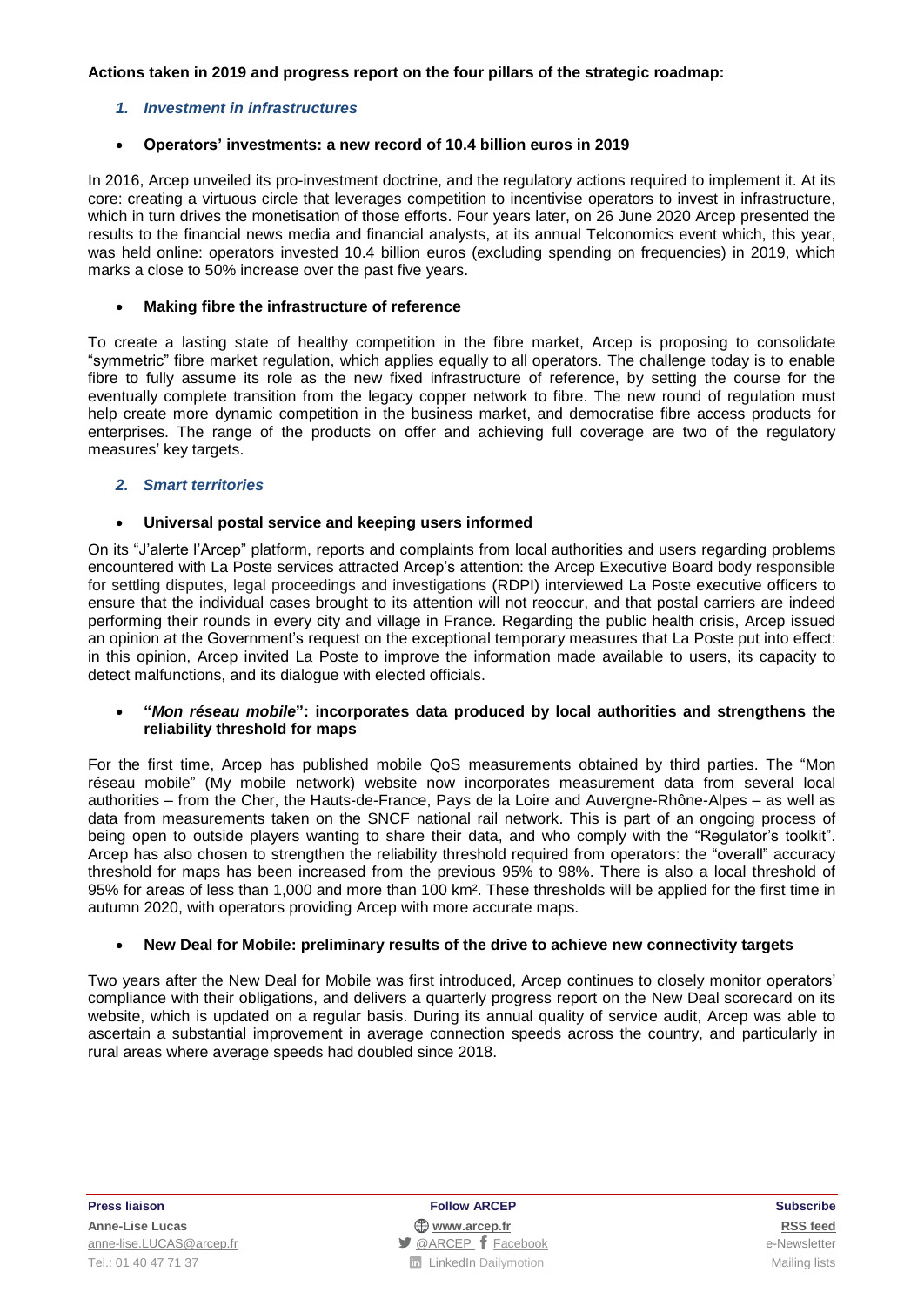**Actions taken in 2019 and progress report on the four pillars of the strategic roadmap:**

### *1. Investment in infrastructures*

- **Operators' investments: a new record of 10.4 billion euros in 2019**

In 2016, Arcep unveiled its pro-investment doctrine, and the regulatory actions required to implement it. At its core: creating a virtuous circle that leverages competition to incentivise operators to invest in infrastructure, which in turn drives the monetisation of those efforts. Four years later, on 26 June 2020 Arcep presented the results to the financial news media and financial analysts, at its annual Telconomics event which, this year, was held online: operators invested 10.4 billion euros (excluding spending on frequencies) in 2019, which marks a close to 50% increase over the past five years.

- **Making fibre the infrastructure of reference**

To create a lasting state of healthy competition in the fibre market, Arcep is proposing to consolidate "symmetric" fibre market regulation, which applies equally to all operators. The challenge today is to enable fibre to fully assume its role as the new fixed infrastructure of reference, by setting the course for the eventually complete transition from the legacy copper network to fibre. The new round of regulation must help create more dynamic competition in the business market, and democratise fibre access products for enterprises. The range of the products on offer and achieving full coverage are two of the regulatory measures' key targets.

### *2. Smart territories*

- **Universal postal service and keeping users informed**

On its "J'alerte l'Arcep" platform, reports and complaints from local authorities and users regarding problems encountered with La Poste services attracted Arcep's attention: the Arcep Executive Board body responsible for settling disputes, legal proceedings and investigations (RDPI) interviewed La Poste executive officers to ensure that the individual cases brought to its attention will not reoccur, and that postal carriers are indeed performing their rounds in every city and village in France. Regarding the public health crisis, Arcep issued an opinion at the Government's request on the exceptional temporary measures that La Poste put into effect: in this opinion, Arcep invited La Poste to improve the information made available to users, its capacity to detect malfunctions, and its dialogue with elected officials.

- **"*Mon réseau mobile*": incorporates data produced by local authorities and strengthens the reliability threshold for maps**

For the first time, Arcep has published mobile QoS measurements obtained by third parties. The "Mon réseau mobile" (My mobile network) website now incorporates measurement data from several local authorities – from the Cher, the Hauts-de-France, Pays de la Loire and Auvergne-Rhône-Alpes – as well as data from measurements taken on the SNCF national rail network. This is part of an ongoing process of being open to outside players wanting to share their data, and who comply with the "Regulator's toolkit". Arcep has also chosen to strengthen the reliability threshold required from operators: the "overall" accuracy threshold for maps has been increased from the previous 95% to 98%. There is also a local threshold of 95% for areas of less than 1,000 and more than 100 km². These thresholds will be applied for the first time in autumn 2020, with operators providing Arcep with more accurate maps.

- **New Deal for Mobile: preliminary results of the drive to achieve new connectivity targets**

Two years after the New Deal for Mobile was first introduced, Arcep continues to closely monitor operators' compliance with their obligations, and delivers a quarterly progress report on the New Deal scorecard on its website, which is updated on a regular basis. During its annual quality of service audit, Arcep was able to ascertain a substantial improvement in average connection speeds across the country, and particularly in rural areas where average speeds had doubled since 2018.

| **Press liaison** | **Follow ARCEP** | **Subscribe** |
|---|---|---|
| **Anne-Lise Lucas** | **www.arcep.fr** | **RSS feed** |
| anne-lise.LUCAS@arcep.fr | @ARCEP Facebook | e-Newsletter |
| Tel.: 01 40 47 71 37 | LinkedIn Dailymotion | Mailing lists |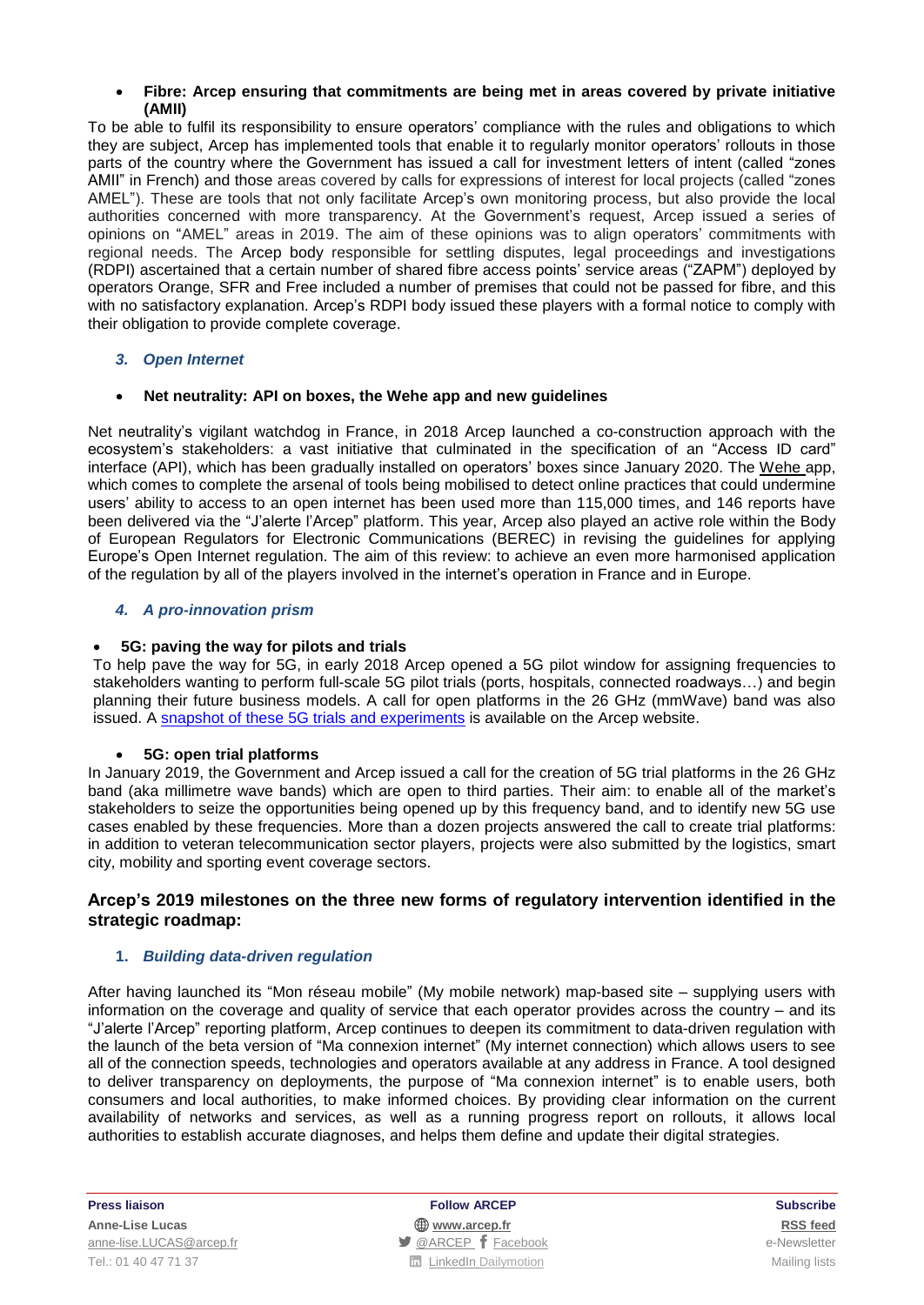- **Fibre: Arcep ensuring that commitments are being met in areas covered by private initiative (AMII)**

To be able to fulfil its responsibility to ensure operators' compliance with the rules and obligations to which they are subject, Arcep has implemented tools that enable it to regularly monitor operators' rollouts in those parts of the country where the Government has issued a call for investment letters of intent (called "zones AMII" in French) and those areas covered by calls for expressions of interest for local projects (called "zones AMEL"). These are tools that not only facilitate Arcep's own monitoring process, but also provide the local authorities concerned with more transparency. At the Government's request, Arcep issued a series of opinions on "AMEL" areas in 2019. The aim of these opinions was to align operators' commitments with regional needs. The Arcep body responsible for settling disputes, legal proceedings and investigations (RDPI) ascertained that a certain number of shared fibre access points' service areas ("ZAPM") deployed by operators Orange, SFR and Free included a number of premises that could not be passed for fibre, and this with no satisfactory explanation. Arcep's RDPI body issued these players with a formal notice to comply with their obligation to provide complete coverage.

### 3. *Open Internet*

- **Net neutrality: API on boxes, the Wehe app and new guidelines**

Net neutrality's vigilant watchdog in France, in 2018 Arcep launched a co-construction approach with the ecosystem's stakeholders: a vast initiative that culminated in the specification of an "Access ID card" interface (API), which has been gradually installed on operators' boxes since January 2020. The Wehe app, which comes to complete the arsenal of tools being mobilised to detect online practices that could undermine users' ability to access to an open internet has been used more than 115,000 times, and 146 reports have been delivered via the "J'alerte l'Arcep" platform. This year, Arcep also played an active role within the Body of European Regulators for Electronic Communications (BEREC) in revising the guidelines for applying Europe's Open Internet regulation. The aim of this review: to achieve an even more harmonised application of the regulation by all of the players involved in the internet's operation in France and in Europe.

### 4. *A pro-innovation prism*

- **5G: paving the way for pilots and trials**

To help pave the way for 5G, in early 2018 Arcep opened a 5G pilot window for assigning frequencies to stakeholders wanting to perform full-scale 5G pilot trials (ports, hospitals, connected roadways…) and begin planning their future business models. A call for open platforms in the 26 GHz (mmWave) band was also issued. A snapshot of these 5G trials and experiments is available on the Arcep website.

- **5G: open trial platforms**

In January 2019, the Government and Arcep issued a call for the creation of 5G trial platforms in the 26 GHz band (aka millimetre wave bands) which are open to third parties. Their aim: to enable all of the market's stakeholders to seize the opportunities being opened up by this frequency band, and to identify new 5G use cases enabled by these frequencies. More than a dozen projects answered the call to create trial platforms: in addition to veteran telecommunication sector players, projects were also submitted by the logistics, smart city, mobility and sporting event coverage sectors.

## Arcep's 2019 milestones on the three new forms of regulatory intervention identified in the strategic roadmap:

### 1. *Building data-driven regulation*

After having launched its "Mon réseau mobile" (My mobile network) map-based site – supplying users with information on the coverage and quality of service that each operator provides across the country – and its "J'alerte l'Arcep" reporting platform, Arcep continues to deepen its commitment to data-driven regulation with the launch of the beta version of "Ma connexion internet" (My internet connection) which allows users to see all of the connection speeds, technologies and operators available at any address in France. A tool designed to deliver transparency on deployments, the purpose of "Ma connexion internet" is to enable users, both consumers and local authorities, to make informed choices. By providing clear information on the current availability of networks and services, as well as a running progress report on rollouts, it allows local authorities to establish accurate diagnoses, and helps them define and update their digital strategies.

**Press liaison**
**Anne-Lise Lucas**
anne-lise.LUCAS@arcep.fr
Tel.: 01 40 47 71 37

**Follow ARCEP**
**www.arcep.fr**
@ARCEP Facebook
LinkedIn Dailymotion

**Subscribe**
**RSS feed**
e-Newsletter
Mailing lists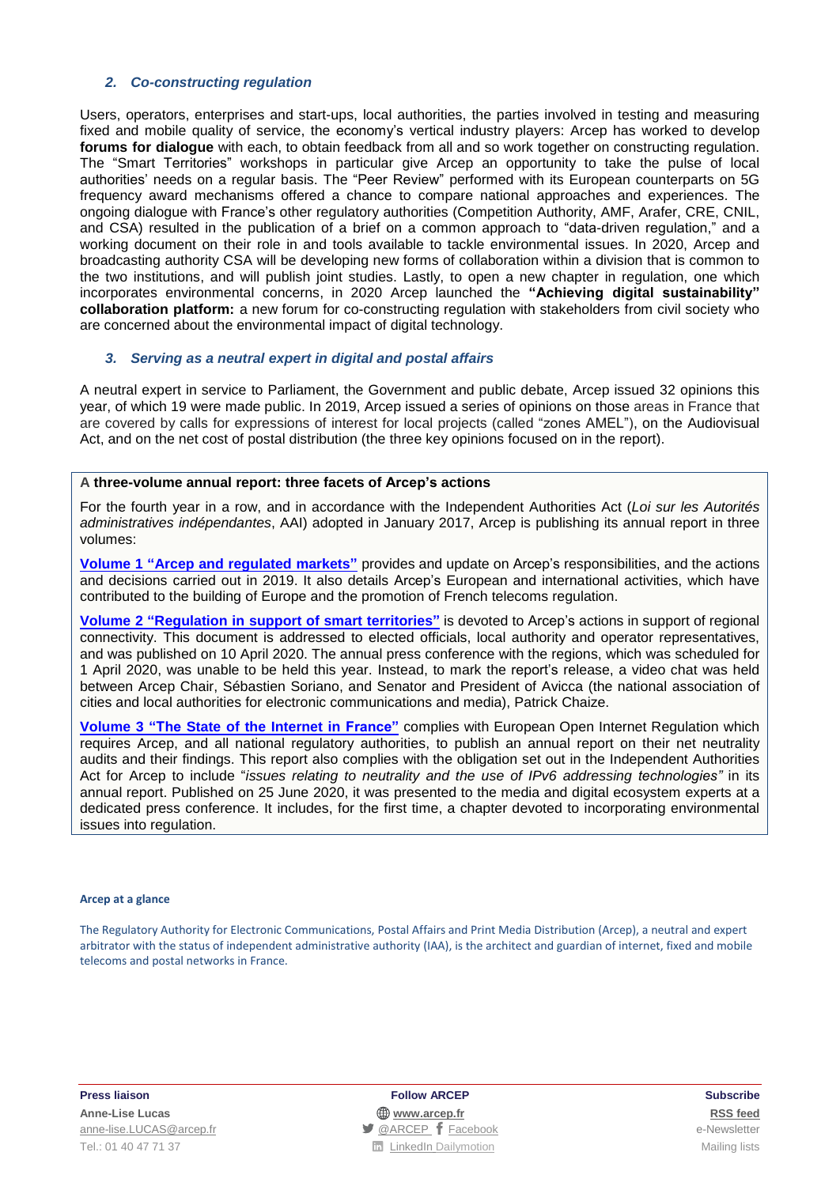### *2. Co-constructing regulation*

Users, operators, enterprises and start-ups, local authorities, the parties involved in testing and measuring fixed and mobile quality of service, the economy's vertical industry players: Arcep has worked to develop **forums for dialogue** with each, to obtain feedback from all and so work together on constructing regulation. The "Smart Territories" workshops in particular give Arcep an opportunity to take the pulse of local authorities' needs on a regular basis. The "Peer Review" performed with its European counterparts on 5G frequency award mechanisms offered a chance to compare national approaches and experiences. The ongoing dialogue with France's other regulatory authorities (Competition Authority, AMF, Arafer, CRE, CNIL, and CSA) resulted in the publication of a brief on a common approach to "data-driven regulation," and a working document on their role in and tools available to tackle environmental issues. In 2020, Arcep and broadcasting authority CSA will be developing new forms of collaboration within a division that is common to the two institutions, and will publish joint studies. Lastly, to open a new chapter in regulation, one which incorporates environmental concerns, in 2020 Arcep launched the **"Achieving digital sustainability" collaboration platform:** a new forum for co-constructing regulation with stakeholders from civil society who are concerned about the environmental impact of digital technology.

### *3. Serving as a neutral expert in digital and postal affairs*

A neutral expert in service to Parliament, the Government and public debate, Arcep issued 32 opinions this year, of which 19 were made public. In 2019, Arcep issued a series of opinions on those areas in France that are covered by calls for expressions of interest for local projects (called "zones AMEL"), on the Audiovisual Act, and on the net cost of postal distribution (the three key opinions focused on in the report).

**A three-volume annual report: three facets of Arcep's actions**

For the fourth year in a row, and in accordance with the Independent Authorities Act (*Loi sur les Autorités administratives indépendantes*, AAI) adopted in January 2017, Arcep is publishing its annual report in three volumes:

**Volume 1 "Arcep and regulated markets"** provides and update on Arcep's responsibilities, and the actions and decisions carried out in 2019. It also details Arcep's European and international activities, which have contributed to the building of Europe and the promotion of French telecoms regulation.

**Volume 2 "Regulation in support of smart territories"** is devoted to Arcep's actions in support of regional connectivity. This document is addressed to elected officials, local authority and operator representatives, and was published on 10 April 2020. The annual press conference with the regions, which was scheduled for 1 April 2020, was unable to be held this year. Instead, to mark the report's release, a video chat was held between Arcep Chair, Sébastien Soriano, and Senator and President of Avicca (the national association of cities and local authorities for electronic communications and media), Patrick Chaize.

**Volume 3 "The State of the Internet in France"** complies with European Open Internet Regulation which requires Arcep, and all national regulatory authorities, to publish an annual report on their net neutrality audits and their findings. This report also complies with the obligation set out in the Independent Authorities Act for Arcep to include "*issues relating to neutrality and the use of IPv6 addressing technologies"* in its annual report. Published on 25 June 2020, it was presented to the media and digital ecosystem experts at a dedicated press conference. It includes, for the first time, a chapter devoted to incorporating environmental issues into regulation.

**Arcep at a glance**

The Regulatory Authority for Electronic Communications, Postal Affairs and Print Media Distribution (Arcep), a neutral and expert arbitrator with the status of independent administrative authority (IAA), is the architect and guardian of internet, fixed and mobile telecoms and postal networks in France.

**Press liaison**
**Anne-Lise Lucas**
anne-lise.LUCAS@arcep.fr
Tel.: 01 40 47 71 37

**Follow ARCEP**
**www.arcep.fr**
@ARCEP Facebook
LinkedIn Dailymotion

**Subscribe**
**RSS feed**
e-Newsletter
Mailing lists